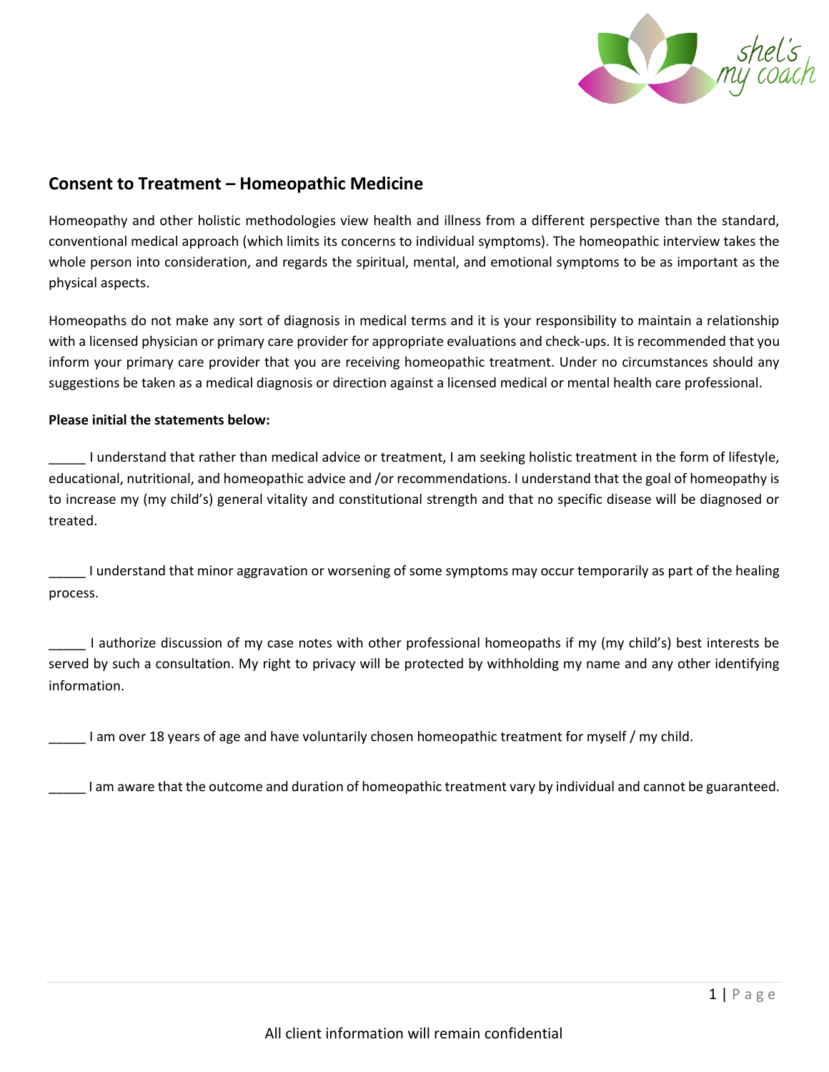## Consent to Treatment – Homeopathic Medicine

Homeopathy and other holistic methodologies view health and illness from a different perspective than the standard, conventional medical approach (which limits its concerns to individual symptoms). The homeopathic interview takes the whole person into consideration, and regards the spiritual, mental, and emotional symptoms to be as important as the physical aspects.

Homeopaths do not make any sort of diagnosis in medical terms and it is your responsibility to maintain a relationship with a licensed physician or primary care provider for appropriate evaluations and check-ups. It is recommended that you inform your primary care provider that you are receiving homeopathic treatment. Under no circumstances should any suggestions be taken as a medical diagnosis or direction against a licensed medical or mental health care professional.

**Please initial the statements below:**

_____ I understand that rather than medical advice or treatment, I am seeking holistic treatment in the form of lifestyle, educational, nutritional, and homeopathic advice and /or recommendations. I understand that the goal of homeopathy is to increase my (my child's) general vitality and constitutional strength and that no specific disease will be diagnosed or treated.

_____ I understand that minor aggravation or worsening of some symptoms may occur temporarily as part of the healing process.

_____ I authorize discussion of my case notes with other professional homeopaths if my (my child's) best interests be served by such a consultation. My right to privacy will be protected by withholding my name and any other identifying information.

_____ I am over 18 years of age and have voluntarily chosen homeopathic treatment for myself / my child.

_____ I am aware that the outcome and duration of homeopathic treatment vary by individual and cannot be guaranteed.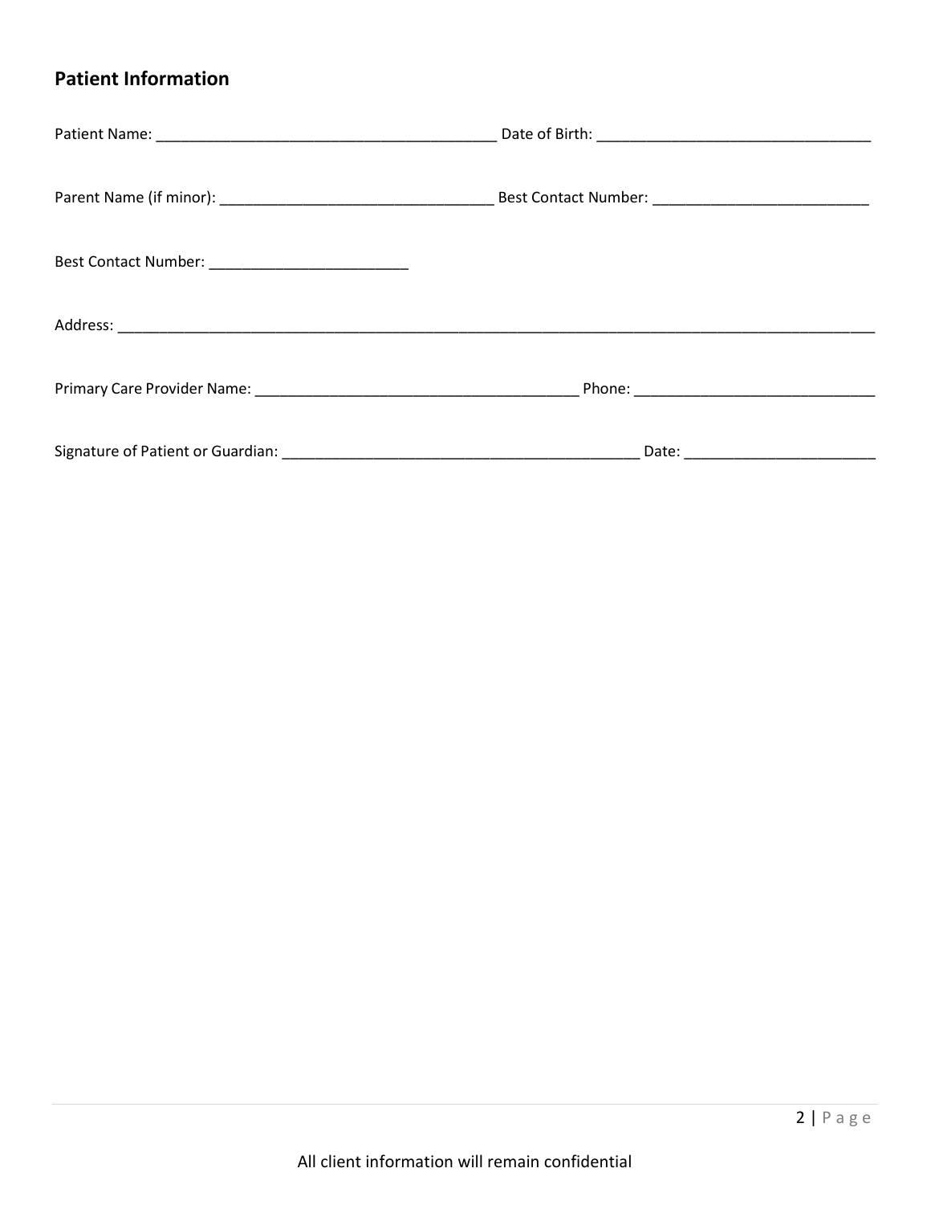## Patient Information

Patient Name: _________________________________________ Date of Birth: _________________________________

Parent Name (if minor): _________________________________ Best Contact Number: __________________________

Best Contact Number: ________________________

Address: ____________________________________________________________________________________________

Primary Care Provider Name: _______________________________________ Phone: _____________________________

Signature of Patient or Guardian: ___________________________________________ Date: _______________________

All client information will remain confidential